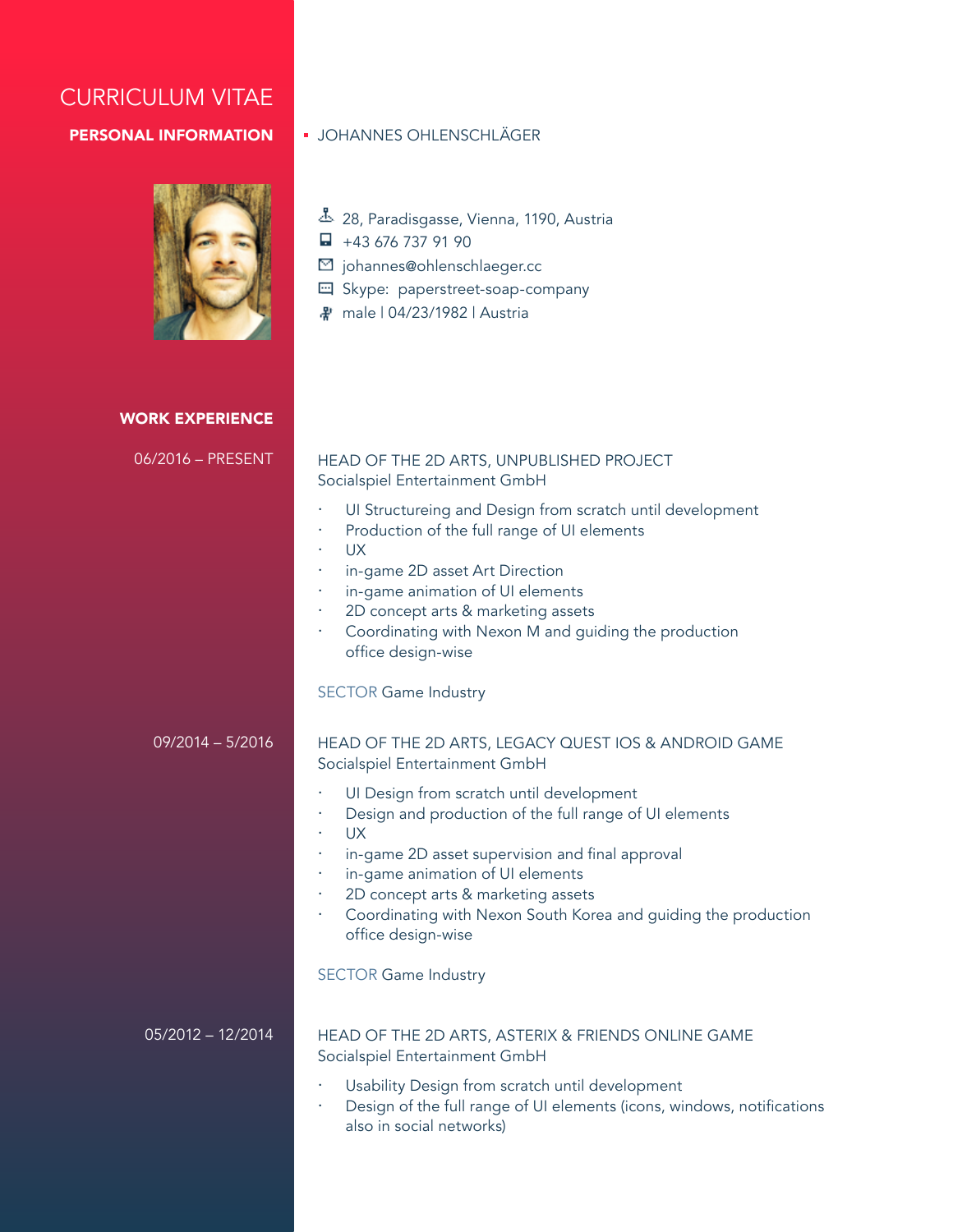# CURRICULUM VITAE

## PERSONAL INFORMATION

JOHANNES OHLENSCHLÄGER

- 28, Paradisgasse, Vienna, 1190, Austria
- +43 676 737 91 90
- johannes@ohlenschlaeger.cc
- Skype: paperstreet-soap-company
- male | 04/23/1982 | Austria

## WORK EXPERIENCE

**06/2016 – PRESENT**

HEAD OF THE 2D ARTS, UNPUBLISHED PROJECT
Socialspiel Entertainment GmbH

- UI Structureing and Design from scratch until development
- Production of the full range of UI elements
- UX
- in-game 2D asset Art Direction
- in-game animation of UI elements
- 2D concept arts & marketing assets
- Coordinating with Nexon M and guiding the production office design-wise

SECTOR Game Industry

**09/2014 – 5/2016**

HEAD OF THE 2D ARTS, LEGACY QUEST IOS & ANDROID GAME
Socialspiel Entertainment GmbH

- UI Design from scratch until development
- Design and production of the full range of UI elements
- UX
- in-game 2D asset supervision and final approval
- in-game animation of UI elements
- 2D concept arts & marketing assets
- Coordinating with Nexon South Korea and guiding the production office design-wise

SECTOR Game Industry

**05/2012 – 12/2014**

HEAD OF THE 2D ARTS, ASTERIX & FRIENDS ONLINE GAME
Socialspiel Entertainment GmbH

- Usability Design from scratch until development
- Design of the full range of UI elements (icons, windows, notifications also in social networks)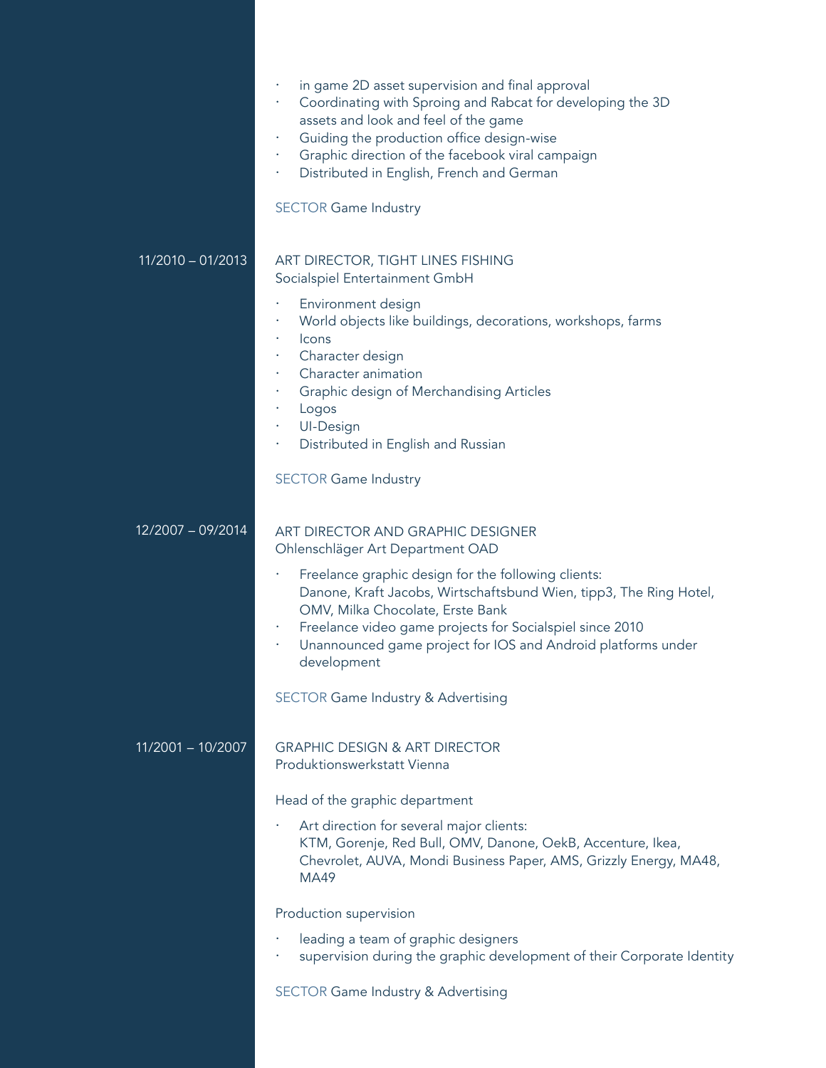- in game 2D asset supervision and final approval
- Coordinating with Sproing and Rabcat for developing the 3D assets and look and feel of the game
- Guiding the production office design-wise
- Graphic direction of the facebook viral campaign
- Distributed in English, French and German

SECTOR Game Industry

11/2010 – 01/2013

### ART DIRECTOR, TIGHT LINES FISHING
Socialspiel Entertainment GmbH

- Environment design
- World objects like buildings, decorations, workshops, farms
- Icons
- Character design
- Character animation
- Graphic design of Merchandising Articles
- Logos
- UI-Design
- Distributed in English and Russian

SECTOR Game Industry

12/2007 – 09/2014

### ART DIRECTOR AND GRAPHIC DESIGNER
Ohlenschläger Art Department OAD

- Freelance graphic design for the following clients:
  Danone, Kraft Jacobs, Wirtschaftsbund Wien, tipp3, The Ring Hotel, OMV, Milka Chocolate, Erste Bank
- Freelance video game projects for Socialspiel since 2010
- Unannounced game project for IOS and Android platforms under development

SECTOR Game Industry & Advertising

11/2001 – 10/2007

### GRAPHIC DESIGN & ART DIRECTOR
Produktionswerkstatt Vienna

Head of the graphic department

- Art direction for several major clients:
  KTM, Gorenje, Red Bull, OMV, Danone, OekB, Accenture, Ikea, Chevrolet, AUVA, Mondi Business Paper, AMS, Grizzly Energy, MA48, MA49

Production supervision

- leading a team of graphic designers
- supervision during the graphic development of their Corporate Identity

SECTOR Game Industry & Advertising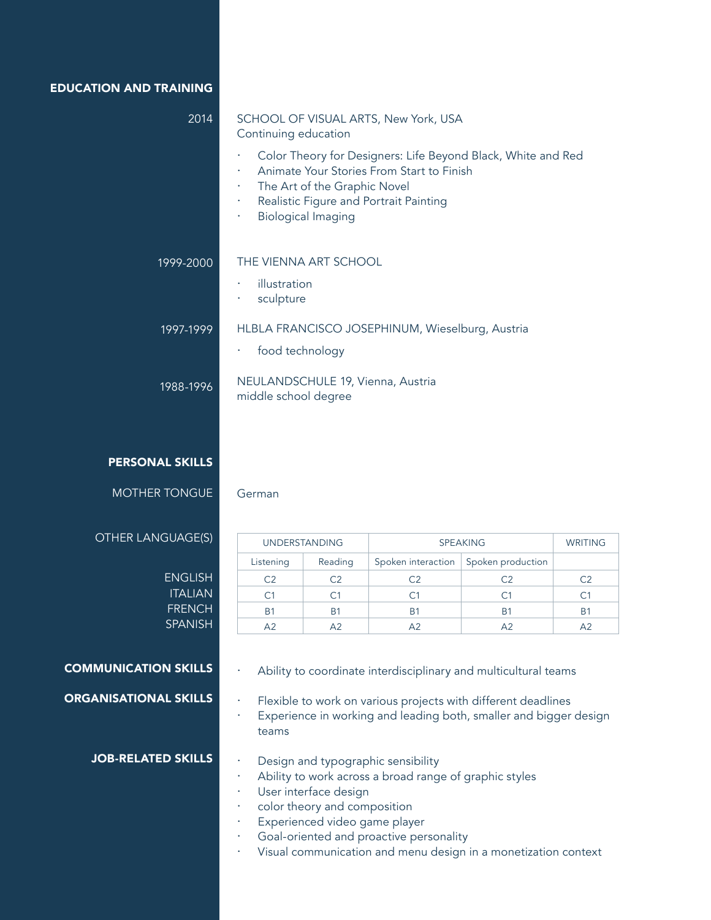## EDUCATION AND TRAINING

**2014**

SCHOOL OF VISUAL ARTS, New York, USA
Continuing education

- Color Theory for Designers: Life Beyond Black, White and Red
- Animate Your Stories From Start to Finish
- The Art of the Graphic Novel
- Realistic Figure and Portrait Painting
- Biological Imaging

**1999-2000**

THE VIENNA ART SCHOOL

- illustration
- sculpture

**1997-1999**

HLBLA FRANCISCO JOSEPHINUM, Wieselburg, Austria

- food technology

**1988-1996**

NEULANDSCHULE 19, Vienna, Austria
middle school degree

## PERSONAL SKILLS

**MOTHER TONGUE**

German

**OTHER LANGUAGE(S)**

| | UNDERSTANDING | | SPEAKING | | WRITING |
|---|---|---|---|---|---|
| | Listening | Reading | Spoken interaction | Spoken production | |
| ENGLISH | C2 | C2 | C2 | C2 | C2 |
| ITALIAN | C1 | C1 | C1 | C1 | C1 |
| FRENCH | B1 | B1 | B1 | B1 | B1 |
| SPANISH | A2 | A2 | A2 | A2 | A2 |

## COMMUNICATION SKILLS

- Ability to coordinate interdisciplinary and multicultural teams

## ORGANISATIONAL SKILLS

- Flexible to work on various projects with different deadlines
- Experience in working and leading both, smaller and bigger design teams

## JOB-RELATED SKILLS

- Design and typographic sensibility
- Ability to work across a broad range of graphic styles
- User interface design
- color theory and composition
- Experienced video game player
- Goal-oriented and proactive personality
- Visual communication and menu design in a monetization context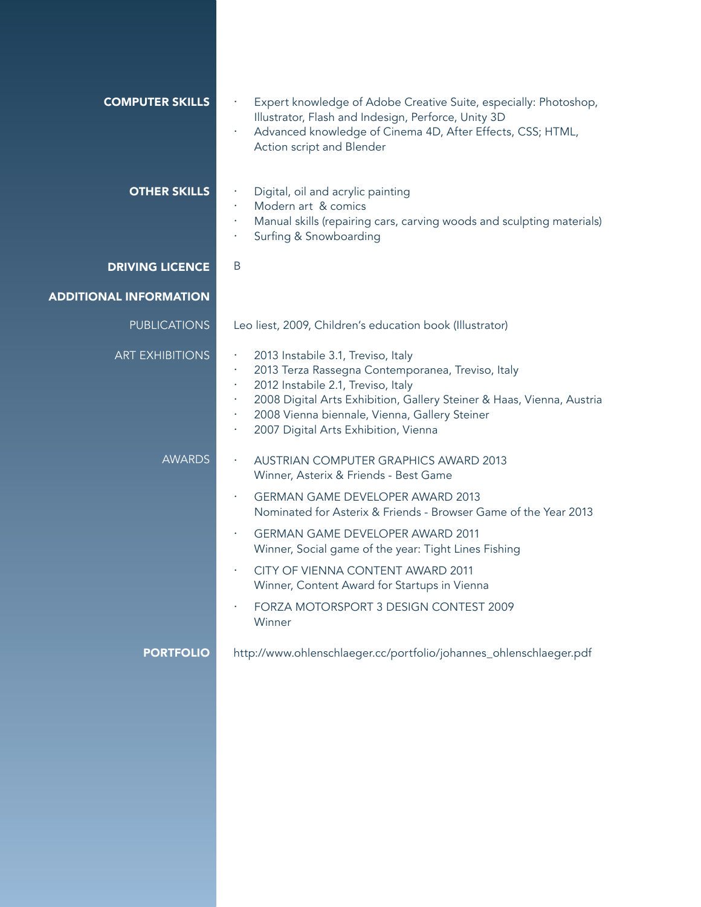## COMPUTER SKILLS

- Expert knowledge of Adobe Creative Suite, especially: Photoshop, Illustrator, Flash and Indesign, Perforce, Unity 3D
- Advanced knowledge of Cinema 4D, After Effects, CSS; HTML, Action script and Blender

## OTHER SKILLS

- Digital, oil and acrylic painting
- Modern art & comics
- Manual skills (repairing cars, carving woods and sculpting materials)
- Surfing & Snowboarding

## DRIVING LICENCE

B

## ADDITIONAL INFORMATION

### PUBLICATIONS

Leo liest, 2009, Children's education book (Illustrator)

### ART EXHIBITIONS

- 2013 Instabile 3.1, Treviso, Italy
- 2013 Terza Rassegna Contemporanea, Treviso, Italy
- 2012 Instabile 2.1, Treviso, Italy
- 2008 Digital Arts Exhibition, Gallery Steiner & Haas, Vienna, Austria
- 2008 Vienna biennale, Vienna, Gallery Steiner
- 2007 Digital Arts Exhibition, Vienna

### AWARDS

- AUSTRIAN COMPUTER GRAPHICS AWARD 2013  
  Winner, Asterix & Friends - Best Game
- GERMAN GAME DEVELOPER AWARD 2013  
  Nominated for Asterix & Friends - Browser Game of the Year 2013
- GERMAN GAME DEVELOPER AWARD 2011  
  Winner, Social game of the year: Tight Lines Fishing
- CITY OF VIENNA CONTENT AWARD 2011  
  Winner, Content Award for Startups in Vienna
- FORZA MOTORSPORT 3 DESIGN CONTEST 2009  
  Winner

## PORTFOLIO

http://www.ohlenschlaeger.cc/portfolio/johannes_ohlenschlaeger.pdf